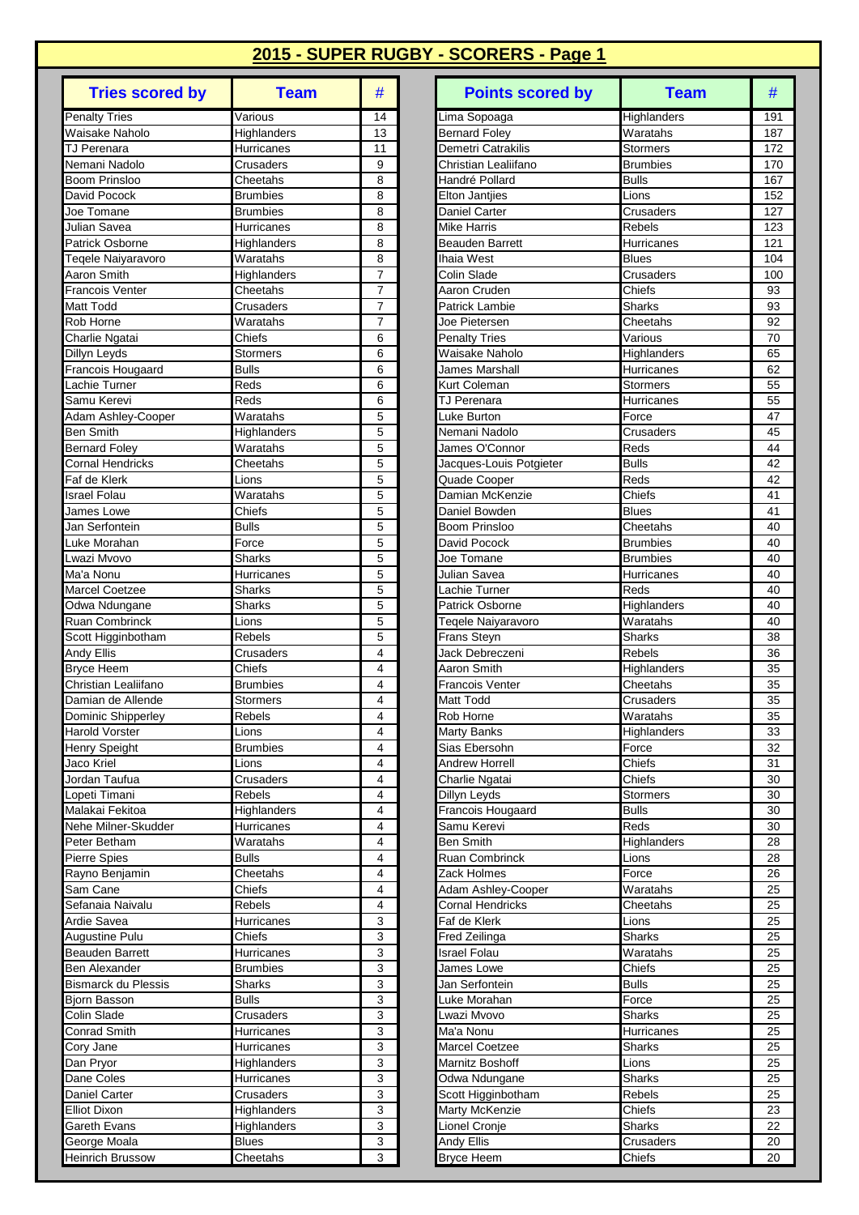## 2015 - SUPER RUGBY - SCORERS - Page 1

| Tries scored by | Team | # |
|---|---|---|
| Penalty Tries | Various | 14 |
| Waisake Naholo | Highlanders | 13 |
| TJ Perenara | Hurricanes | 11 |
| Nemani Nadolo | Crusaders | 9 |
| Boom Prinsloo | Cheetahs | 8 |
| David Pocock | Brumbies | 8 |
| Joe Tomane | Brumbies | 8 |
| Julian Savea | Hurricanes | 8 |
| Patrick Osborne | Highlanders | 8 |
| Teqele Naiyaravoro | Waratahs | 8 |
| Aaron Smith | Highlanders | 7 |
| Francois Venter | Cheetahs | 7 |
| Matt Todd | Crusaders | 7 |
| Rob Horne | Waratahs | 7 |
| Charlie Ngatai | Chiefs | 6 |
| Dillyn Leyds | Stormers | 6 |
| Francois Hougaard | Bulls | 6 |
| Lachie Turner | Reds | 6 |
| Samu Kerevi | Reds | 6 |
| Adam Ashley-Cooper | Waratahs | 5 |
| Ben Smith | Highlanders | 5 |
| Bernard Foley | Waratahs | 5 |
| Cornal Hendricks | Cheetahs | 5 |
| Faf de Klerk | Lions | 5 |
| Israel Folau | Waratahs | 5 |
| James Lowe | Chiefs | 5 |
| Jan Serfontein | Bulls | 5 |
| Luke Morahan | Force | 5 |
| Lwazi Mvovo | Sharks | 5 |
| Ma'a Nonu | Hurricanes | 5 |
| Marcel Coetzee | Sharks | 5 |
| Odwa Ndungane | Sharks | 5 |
| Ruan Combrinck | Lions | 5 |
| Scott Higginbotham | Rebels | 5 |
| Andy Ellis | Crusaders | 4 |
| Bryce Heem | Chiefs | 4 |
| Christian Lealiifano | Brumbies | 4 |
| Damian de Allende | Stormers | 4 |
| Dominic Shipperley | Rebels | 4 |
| Harold Vorster | Lions | 4 |
| Henry Speight | Brumbies | 4 |
| Jaco Kriel | Lions | 4 |
| Jordan Taufua | Crusaders | 4 |
| Lopeti Timani | Rebels | 4 |
| Malakai Fekitoa | Highlanders | 4 |
| Nehe Milner-Skudder | Hurricanes | 4 |
| Peter Betham | Waratahs | 4 |
| Pierre Spies | Bulls | 4 |
| Rayno Benjamin | Cheetahs | 4 |
| Sam Cane | Chiefs | 4 |
| Sefanaia Naivalu | Rebels | 4 |
| Ardie Savea | Hurricanes | 3 |
| Augustine Pulu | Chiefs | 3 |
| Beauden Barrett | Hurricanes | 3 |
| Ben Alexander | Brumbies | 3 |
| Bismarck du Plessis | Sharks | 3 |
| Bjorn Basson | Bulls | 3 |
| Colin Slade | Crusaders | 3 |
| Conrad Smith | Hurricanes | 3 |
| Cory Jane | Hurricanes | 3 |
| Dan Pryor | Highlanders | 3 |
| Dane Coles | Hurricanes | 3 |
| Daniel Carter | Crusaders | 3 |
| Elliot Dixon | Highlanders | 3 |
| Gareth Evans | Highlanders | 3 |
| George Moala | Blues | 3 |
| Heinrich Brussow | Cheetahs | 3 |

| Points scored by | Team | # |
|---|---|---|
| Lima Sopoaga | Highlanders | 191 |
| Bernard Foley | Waratahs | 187 |
| Demetri Catrakilis | Stormers | 172 |
| Christian Lealiifano | Brumbies | 170 |
| Handré Pollard | Bulls | 167 |
| Elton Jantjies | Lions | 152 |
| Daniel Carter | Crusaders | 127 |
| Mike Harris | Rebels | 123 |
| Beauden Barrett | Hurricanes | 121 |
| Ihaia West | Blues | 104 |
| Colin Slade | Crusaders | 100 |
| Aaron Cruden | Chiefs | 93 |
| Patrick Lambie | Sharks | 93 |
| Joe Pietersen | Cheetahs | 92 |
| Penalty Tries | Various | 70 |
| Waisake Naholo | Highlanders | 65 |
| James Marshall | Hurricanes | 62 |
| Kurt Coleman | Stormers | 55 |
| TJ Perenara | Hurricanes | 55 |
| Luke Burton | Force | 47 |
| Nemani Nadolo | Crusaders | 45 |
| James O'Connor | Reds | 44 |
| Jacques-Louis Potgieter | Bulls | 42 |
| Quade Cooper | Reds | 42 |
| Damian McKenzie | Chiefs | 41 |
| Daniel Bowden | Blues | 41 |
| Boom Prinsloo | Cheetahs | 40 |
| David Pocock | Brumbies | 40 |
| Joe Tomane | Brumbies | 40 |
| Julian Savea | Hurricanes | 40 |
| Lachie Turner | Reds | 40 |
| Patrick Osborne | Highlanders | 40 |
| Teqele Naiyaravoro | Waratahs | 40 |
| Frans Steyn | Sharks | 38 |
| Jack Debreczeni | Rebels | 36 |
| Aaron Smith | Highlanders | 35 |
| Francois Venter | Cheetahs | 35 |
| Matt Todd | Crusaders | 35 |
| Rob Horne | Waratahs | 35 |
| Marty Banks | Highlanders | 33 |
| Sias Ebersohn | Force | 32 |
| Andrew Horrell | Chiefs | 31 |
| Charlie Ngatai | Chiefs | 30 |
| Dillyn Leyds | Stormers | 30 |
| Francois Hougaard | Bulls | 30 |
| Samu Kerevi | Reds | 30 |
| Ben Smith | Highlanders | 28 |
| Ruan Combrinck | Lions | 28 |
| Zack Holmes | Force | 26 |
| Adam Ashley-Cooper | Waratahs | 25 |
| Cornal Hendricks | Cheetahs | 25 |
| Faf de Klerk | Lions | 25 |
| Fred Zeilinga | Sharks | 25 |
| Israel Folau | Waratahs | 25 |
| James Lowe | Chiefs | 25 |
| Jan Serfontein | Bulls | 25 |
| Luke Morahan | Force | 25 |
| Lwazi Mvovo | Sharks | 25 |
| Ma'a Nonu | Hurricanes | 25 |
| Marcel Coetzee | Sharks | 25 |
| Marnitz Boshoff | Lions | 25 |
| Odwa Ndungane | Sharks | 25 |
| Scott Higginbotham | Rebels | 25 |
| Marty McKenzie | Chiefs | 23 |
| Lionel Cronje | Sharks | 22 |
| Andy Ellis | Crusaders | 20 |
| Bryce Heem | Chiefs | 20 |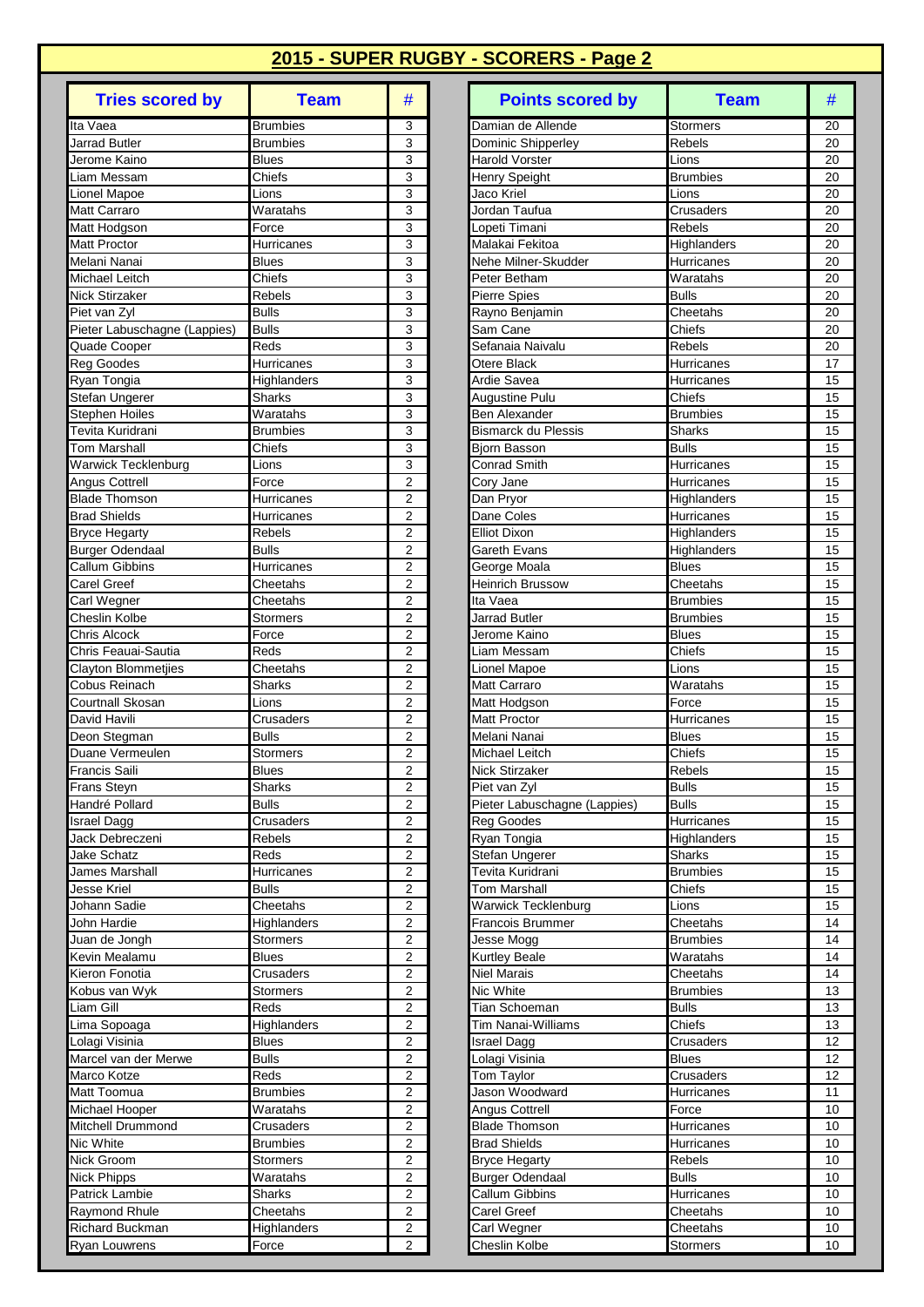## 2015 - SUPER RUGBY - SCORERS - Page 2

| Tries scored by | Team | # |
|---|---|---|
| Ita Vaea | Brumbies | 3 |
| Jarrad Butler | Brumbies | 3 |
| Jerome Kaino | Blues | 3 |
| Liam Messam | Chiefs | 3 |
| Lionel Mapoe | Lions | 3 |
| Matt Carraro | Waratahs | 3 |
| Matt Hodgson | Force | 3 |
| Matt Proctor | Hurricanes | 3 |
| Melani Nanai | Blues | 3 |
| Michael Leitch | Chiefs | 3 |
| Nick Stirzaker | Rebels | 3 |
| Piet van Zyl | Bulls | 3 |
| Pieter Labuschagne (Lappies) | Bulls | 3 |
| Quade Cooper | Reds | 3 |
| Reg Goodes | Hurricanes | 3 |
| Ryan Tongia | Highlanders | 3 |
| Stefan Ungerer | Sharks | 3 |
| Stephen Hoiles | Waratahs | 3 |
| Tevita Kuridrani | Brumbies | 3 |
| Tom Marshall | Chiefs | 3 |
| Warwick Tecklenburg | Lions | 3 |
| Angus Cottrell | Force | 2 |
| Blade Thomson | Hurricanes | 2 |
| Brad Shields | Hurricanes | 2 |
| Bryce Hegarty | Rebels | 2 |
| Burger Odendaal | Bulls | 2 |
| Callum Gibbins | Hurricanes | 2 |
| Carel Greef | Cheetahs | 2 |
| Carl Wegner | Cheetahs | 2 |
| Cheslin Kolbe | Stormers | 2 |
| Chris Alcock | Force | 2 |
| Chris Feauai-Sautia | Reds | 2 |
| Clayton Blommetjies | Cheetahs | 2 |
| Cobus Reinach | Sharks | 2 |
| Courtnall Skosan | Lions | 2 |
| David Havili | Crusaders | 2 |
| Deon Stegman | Bulls | 2 |
| Duane Vermeulen | Stormers | 2 |
| Francis Saili | Blues | 2 |
| Frans Steyn | Sharks | 2 |
| Handré Pollard | Bulls | 2 |
| Israel Dagg | Crusaders | 2 |
| Jack Debreczeni | Rebels | 2 |
| Jake Schatz | Reds | 2 |
| James Marshall | Hurricanes | 2 |
| Jesse Kriel | Bulls | 2 |
| Johann Sadie | Cheetahs | 2 |
| John Hardie | Highlanders | 2 |
| Juan de Jongh | Stormers | 2 |
| Kevin Mealamu | Blues | 2 |
| Kieron Fonotia | Crusaders | 2 |
| Kobus van Wyk | Stormers | 2 |
| Liam Gill | Reds | 2 |
| Lima Sopoaga | Highlanders | 2 |
| Lolagi Visinia | Blues | 2 |
| Marcel van der Merwe | Bulls | 2 |
| Marco Kotze | Reds | 2 |
| Matt Toomua | Brumbies | 2 |
| Michael Hooper | Waratahs | 2 |
| Mitchell Drummond | Crusaders | 2 |
| Nic White | Brumbies | 2 |
| Nick Groom | Stormers | 2 |
| Nick Phipps | Waratahs | 2 |
| Patrick Lambie | Sharks | 2 |
| Raymond Rhule | Cheetahs | 2 |
| Richard Buckman | Highlanders | 2 |
| Ryan Louwrens | Force | 2 |

| Points scored by | Team | # |
|---|---|---|
| Damian de Allende | Stormers | 20 |
| Dominic Shipperley | Rebels | 20 |
| Harold Vorster | Lions | 20 |
| Henry Speight | Brumbies | 20 |
| Jaco Kriel | Lions | 20 |
| Jordan Taufua | Crusaders | 20 |
| Lopeti Timani | Rebels | 20 |
| Malakai Fekitoa | Highlanders | 20 |
| Nehe Milner-Skudder | Hurricanes | 20 |
| Peter Betham | Waratahs | 20 |
| Pierre Spies | Bulls | 20 |
| Rayno Benjamin | Cheetahs | 20 |
| Sam Cane | Chiefs | 20 |
| Sefanaia Naivalu | Rebels | 20 |
| Otere Black | Hurricanes | 17 |
| Ardie Savea | Hurricanes | 15 |
| Augustine Pulu | Chiefs | 15 |
| Ben Alexander | Brumbies | 15 |
| Bismarck du Plessis | Sharks | 15 |
| Bjorn Basson | Bulls | 15 |
| Conrad Smith | Hurricanes | 15 |
| Cory Jane | Hurricanes | 15 |
| Dan Pryor | Highlanders | 15 |
| Dane Coles | Hurricanes | 15 |
| Elliot Dixon | Highlanders | 15 |
| Gareth Evans | Highlanders | 15 |
| George Moala | Blues | 15 |
| Heinrich Brussow | Cheetahs | 15 |
| Ita Vaea | Brumbies | 15 |
| Jarrad Butler | Brumbies | 15 |
| Jerome Kaino | Blues | 15 |
| Liam Messam | Chiefs | 15 |
| Lionel Mapoe | Lions | 15 |
| Matt Carraro | Waratahs | 15 |
| Matt Hodgson | Force | 15 |
| Matt Proctor | Hurricanes | 15 |
| Melani Nanai | Blues | 15 |
| Michael Leitch | Chiefs | 15 |
| Nick Stirzaker | Rebels | 15 |
| Piet van Zyl | Bulls | 15 |
| Pieter Labuschagne (Lappies) | Bulls | 15 |
| Reg Goodes | Hurricanes | 15 |
| Ryan Tongia | Highlanders | 15 |
| Stefan Ungerer | Sharks | 15 |
| Tevita Kuridrani | Brumbies | 15 |
| Tom Marshall | Chiefs | 15 |
| Warwick Tecklenburg | Lions | 15 |
| Francois Brummer | Cheetahs | 14 |
| Jesse Mogg | Brumbies | 14 |
| Kurtley Beale | Waratahs | 14 |
| Niel Marais | Cheetahs | 14 |
| Nic White | Brumbies | 13 |
| Tian Schoeman | Bulls | 13 |
| Tim Nanai-Williams | Chiefs | 13 |
| Israel Dagg | Crusaders | 12 |
| Lolagi Visinia | Blues | 12 |
| Tom Taylor | Crusaders | 12 |
| Jason Woodward | Hurricanes | 11 |
| Angus Cottrell | Force | 10 |
| Blade Thomson | Hurricanes | 10 |
| Brad Shields | Hurricanes | 10 |
| Bryce Hegarty | Rebels | 10 |
| Burger Odendaal | Bulls | 10 |
| Callum Gibbins | Hurricanes | 10 |
| Carel Greef | Cheetahs | 10 |
| Carl Wegner | Cheetahs | 10 |
| Cheslin Kolbe | Stormers | 10 |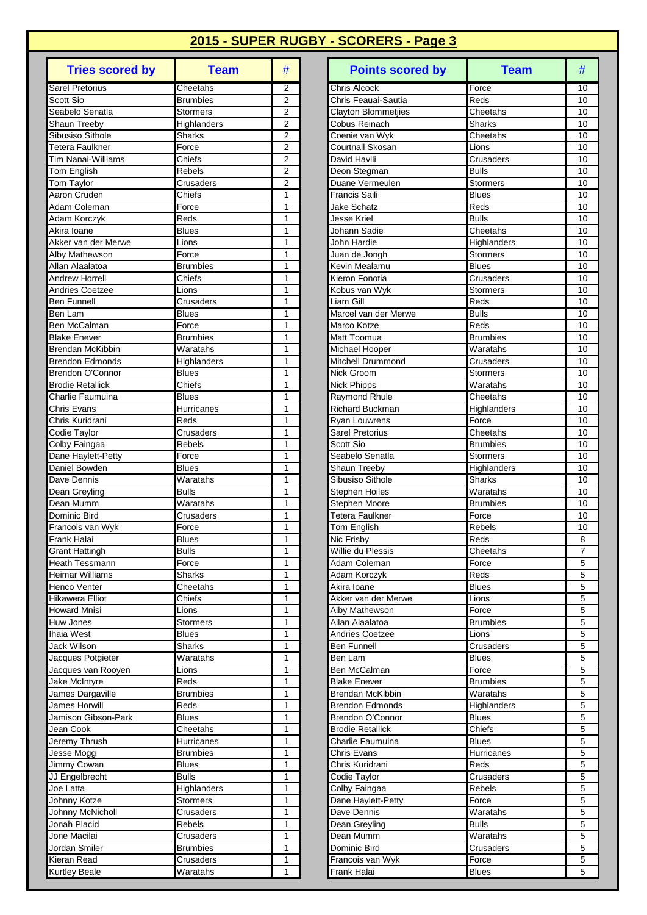## 2015 - SUPER RUGBY - SCORERS - Page 3

| Tries scored by | Team | # |
|---|---|---|
| Sarel Pretorius | Cheetahs | 2 |
| Scott Sio | Brumbies | 2 |
| Seabelo Senatla | Stormers | 2 |
| Shaun Treeby | Highlanders | 2 |
| Sibusiso Sithole | Sharks | 2 |
| Tetera Faulkner | Force | 2 |
| Tim Nanai-Williams | Chiefs | 2 |
| Tom English | Rebels | 2 |
| Tom Taylor | Crusaders | 2 |
| Aaron Cruden | Chiefs | 1 |
| Adam Coleman | Force | 1 |
| Adam Korczyk | Reds | 1 |
| Akira Ioane | Blues | 1 |
| Akker van der Merwe | Lions | 1 |
| Alby Mathewson | Force | 1 |
| Allan Alaalatoa | Brumbies | 1 |
| Andrew Horrell | Chiefs | 1 |
| Andries Coetzee | Lions | 1 |
| Ben Funnell | Crusaders | 1 |
| Ben Lam | Blues | 1 |
| Ben McCalman | Force | 1 |
| Blake Enever | Brumbies | 1 |
| Brendan McKibbin | Waratahs | 1 |
| Brendon Edmonds | Highlanders | 1 |
| Brendon O'Connor | Blues | 1 |
| Brodie Retallick | Chiefs | 1 |
| Charlie Faumuina | Blues | 1 |
| Chris Evans | Hurricanes | 1 |
| Chris Kuridrani | Reds | 1 |
| Codie Taylor | Crusaders | 1 |
| Colby Faingaa | Rebels | 1 |
| Dane Haylett-Petty | Force | 1 |
| Daniel Bowden | Blues | 1 |
| Dave Dennis | Waratahs | 1 |
| Dean Greyling | Bulls | 1 |
| Dean Mumm | Waratahs | 1 |
| Dominic Bird | Crusaders | 1 |
| Francois van Wyk | Force | 1 |
| Frank Halai | Blues | 1 |
| Grant Hattingh | Bulls | 1 |
| Heath Tessmann | Force | 1 |
| Heimar Williams | Sharks | 1 |
| Henco Venter | Cheetahs | 1 |
| Hikawera Elliot | Chiefs | 1 |
| Howard Mnisi | Lions | 1 |
| Huw Jones | Stormers | 1 |
| Ihaia West | Blues | 1 |
| Jack Wilson | Sharks | 1 |
| Jacques Potgieter | Waratahs | 1 |
| Jacques van Rooyen | Lions | 1 |
| Jake McIntyre | Reds | 1 |
| James Dargaville | Brumbies | 1 |
| James Horwill | Reds | 1 |
| Jamison Gibson-Park | Blues | 1 |
| Jean Cook | Cheetahs | 1 |
| Jeremy Thrush | Hurricanes | 1 |
| Jesse Mogg | Brumbies | 1 |
| Jimmy Cowan | Blues | 1 |
| JJ Engelbrecht | Bulls | 1 |
| Joe Latta | Highlanders | 1 |
| Johnny Kotze | Stormers | 1 |
| Johnny McNicholl | Crusaders | 1 |
| Jonah Placid | Rebels | 1 |
| Jone Macilai | Crusaders | 1 |
| Jordan Smiler | Brumbies | 1 |
| Kieran Read | Crusaders | 1 |
| Kurtley Beale | Waratahs | 1 |

| Points scored by | Team | # |
|---|---|---|
| Chris Alcock | Force | 10 |
| Chris Feauai-Sautia | Reds | 10 |
| Clayton Blommetjies | Cheetahs | 10 |
| Cobus Reinach | Sharks | 10 |
| Coenie van Wyk | Cheetahs | 10 |
| Courtnall Skosan | Lions | 10 |
| David Havili | Crusaders | 10 |
| Deon Stegman | Bulls | 10 |
| Duane Vermeulen | Stormers | 10 |
| Francis Saili | Blues | 10 |
| Jake Schatz | Reds | 10 |
| Jesse Kriel | Bulls | 10 |
| Johann Sadie | Cheetahs | 10 |
| John Hardie | Highlanders | 10 |
| Juan de Jongh | Stormers | 10 |
| Kevin Mealamu | Blues | 10 |
| Kieron Fonotia | Crusaders | 10 |
| Kobus van Wyk | Stormers | 10 |
| Liam Gill | Reds | 10 |
| Marcel van der Merwe | Bulls | 10 |
| Marco Kotze | Reds | 10 |
| Matt Toomua | Brumbies | 10 |
| Michael Hooper | Waratahs | 10 |
| Mitchell Drummond | Crusaders | 10 |
| Nick Groom | Stormers | 10 |
| Nick Phipps | Waratahs | 10 |
| Raymond Rhule | Cheetahs | 10 |
| Richard Buckman | Highlanders | 10 |
| Ryan Louwrens | Force | 10 |
| Sarel Pretorius | Cheetahs | 10 |
| Scott Sio | Brumbies | 10 |
| Seabelo Senatla | Stormers | 10 |
| Shaun Treeby | Highlanders | 10 |
| Sibusiso Sithole | Sharks | 10 |
| Stephen Hoiles | Waratahs | 10 |
| Stephen Moore | Brumbies | 10 |
| Tetera Faulkner | Force | 10 |
| Tom English | Rebels | 10 |
| Nic Frisby | Reds | 8 |
| Willie du Plessis | Cheetahs | 7 |
| Adam Coleman | Force | 5 |
| Adam Korczyk | Reds | 5 |
| Akira Ioane | Blues | 5 |
| Akker van der Merwe | Lions | 5 |
| Alby Mathewson | Force | 5 |
| Allan Alaalatoa | Brumbies | 5 |
| Andries Coetzee | Lions | 5 |
| Ben Funnell | Crusaders | 5 |
| Ben Lam | Blues | 5 |
| Ben McCalman | Force | 5 |
| Blake Enever | Brumbies | 5 |
| Brendan McKibbin | Waratahs | 5 |
| Brendon Edmonds | Highlanders | 5 |
| Brendon O'Connor | Blues | 5 |
| Brodie Retallick | Chiefs | 5 |
| Charlie Faumuina | Blues | 5 |
| Chris Evans | Hurricanes | 5 |
| Chris Kuridrani | Reds | 5 |
| Codie Taylor | Crusaders | 5 |
| Colby Faingaa | Rebels | 5 |
| Dane Haylett-Petty | Force | 5 |
| Dave Dennis | Waratahs | 5 |
| Dean Greyling | Bulls | 5 |
| Dean Mumm | Waratahs | 5 |
| Dominic Bird | Crusaders | 5 |
| Francois van Wyk | Force | 5 |
| Frank Halai | Blues | 5 |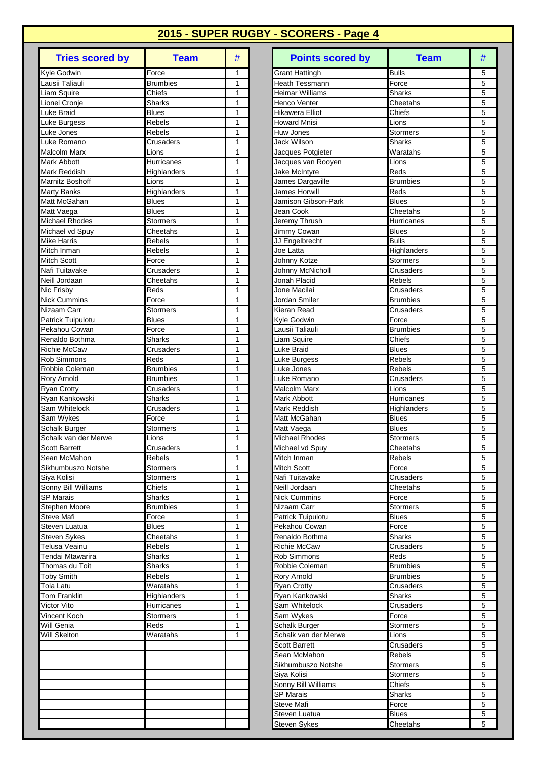## 2015 - SUPER RUGBY - SCORERS - Page 4

| Tries scored by | Team | # |
|---|---|---|
| Kyle Godwin | Force | 1 |
| Lausii Taliauli | Brumbies | 1 |
| Liam Squire | Chiefs | 1 |
| Lionel Cronje | Sharks | 1 |
| Luke Braid | Blues | 1 |
| Luke Burgess | Rebels | 1 |
| Luke Jones | Rebels | 1 |
| Luke Romano | Crusaders | 1 |
| Malcolm Marx | Lions | 1 |
| Mark Abbott | Hurricanes | 1 |
| Mark Reddish | Highlanders | 1 |
| Marnitz Boshoff | Lions | 1 |
| Marty Banks | Highlanders | 1 |
| Matt McGahan | Blues | 1 |
| Matt Vaega | Blues | 1 |
| Michael Rhodes | Stormers | 1 |
| Michael vd Spuy | Cheetahs | 1 |
| Mike Harris | Rebels | 1 |
| Mitch Inman | Rebels | 1 |
| Mitch Scott | Force | 1 |
| Nafi Tuitavake | Crusaders | 1 |
| Neill Jordaan | Cheetahs | 1 |
| Nic Frisby | Reds | 1 |
| Nick Cummins | Force | 1 |
| Nizaam Carr | Stormers | 1 |
| Patrick Tuipulotu | Blues | 1 |
| Pekahou Cowan | Force | 1 |
| Renaldo Bothma | Sharks | 1 |
| Richie McCaw | Crusaders | 1 |
| Rob Simmons | Reds | 1 |
| Robbie Coleman | Brumbies | 1 |
| Rory Arnold | Brumbies | 1 |
| Ryan Crotty | Crusaders | 1 |
| Ryan Kankowski | Sharks | 1 |
| Sam Whitelock | Crusaders | 1 |
| Sam Wykes | Force | 1 |
| Schalk Burger | Stormers | 1 |
| Schalk van der Merwe | Lions | 1 |
| Scott Barrett | Crusaders | 1 |
| Sean McMahon | Rebels | 1 |
| Sikhumbuszo Notshe | Stormers | 1 |
| Siya Kolisi | Stormers | 1 |
| Sonny Bill Williams | Chiefs | 1 |
| SP Marais | Sharks | 1 |
| Stephen Moore | Brumbies | 1 |
| Steve Mafi | Force | 1 |
| Steven Luatua | Blues | 1 |
| Steven Sykes | Cheetahs | 1 |
| Telusa Veainu | Rebels | 1 |
| Tendai Mtawarira | Sharks | 1 |
| Thomas du Toit | Sharks | 1 |
| Toby Smith | Rebels | 1 |
| Tola Latu | Waratahs | 1 |
| Tom Franklin | Highlanders | 1 |
| Victor Vito | Hurricanes | 1 |
| Vincent Koch | Stormers | 1 |
| Will Genia | Reds | 1 |
| Will Skelton | Waratahs | 1 |

| Points scored by | Team | # |
|---|---|---|
| Grant Hattingh | Bulls | 5 |
| Heath Tessmann | Force | 5 |
| Heimar Williams | Sharks | 5 |
| Henco Venter | Cheetahs | 5 |
| Hikawera Elliot | Chiefs | 5 |
| Howard Mnisi | Lions | 5 |
| Huw Jones | Stormers | 5 |
| Jack Wilson | Sharks | 5 |
| Jacques Potgieter | Waratahs | 5 |
| Jacques van Rooyen | Lions | 5 |
| Jake McIntyre | Reds | 5 |
| James Dargaville | Brumbies | 5 |
| James Horwill | Reds | 5 |
| Jamison Gibson-Park | Blues | 5 |
| Jean Cook | Cheetahs | 5 |
| Jeremy Thrush | Hurricanes | 5 |
| Jimmy Cowan | Blues | 5 |
| JJ Engelbrecht | Bulls | 5 |
| Joe Latta | Highlanders | 5 |
| Johnny Kotze | Stormers | 5 |
| Johnny McNicholl | Crusaders | 5 |
| Jonah Placid | Rebels | 5 |
| Jone Macilai | Crusaders | 5 |
| Jordan Smiler | Brumbies | 5 |
| Kieran Read | Crusaders | 5 |
| Kyle Godwin | Force | 5 |
| Lausii Taliauli | Brumbies | 5 |
| Liam Squire | Chiefs | 5 |
| Luke Braid | Blues | 5 |
| Luke Burgess | Rebels | 5 |
| Luke Jones | Rebels | 5 |
| Luke Romano | Crusaders | 5 |
| Malcolm Marx | Lions | 5 |
| Mark Abbott | Hurricanes | 5 |
| Mark Reddish | Highlanders | 5 |
| Matt McGahan | Blues | 5 |
| Matt Vaega | Blues | 5 |
| Michael Rhodes | Stormers | 5 |
| Michael vd Spuy | Cheetahs | 5 |
| Mitch Inman | Rebels | 5 |
| Mitch Scott | Force | 5 |
| Nafi Tuitavake | Crusaders | 5 |
| Neill Jordaan | Cheetahs | 5 |
| Nick Cummins | Force | 5 |
| Nizaam Carr | Stormers | 5 |
| Patrick Tuipulotu | Blues | 5 |
| Pekahou Cowan | Force | 5 |
| Renaldo Bothma | Sharks | 5 |
| Richie McCaw | Crusaders | 5 |
| Rob Simmons | Reds | 5 |
| Robbie Coleman | Brumbies | 5 |
| Rory Arnold | Brumbies | 5 |
| Ryan Crotty | Crusaders | 5 |
| Ryan Kankowski | Sharks | 5 |
| Sam Whitelock | Crusaders | 5 |
| Sam Wykes | Force | 5 |
| Schalk Burger | Stormers | 5 |
| Schalk van der Merwe | Lions | 5 |
| Scott Barrett | Crusaders | 5 |
| Sean McMahon | Rebels | 5 |
| Sikhumbuszo Notshe | Stormers | 5 |
| Siya Kolisi | Stormers | 5 |
| Sonny Bill Williams | Chiefs | 5 |
| SP Marais | Sharks | 5 |
| Steve Mafi | Force | 5 |
| Steven Luatua | Blues | 5 |
| Steven Sykes | Cheetahs | 5 |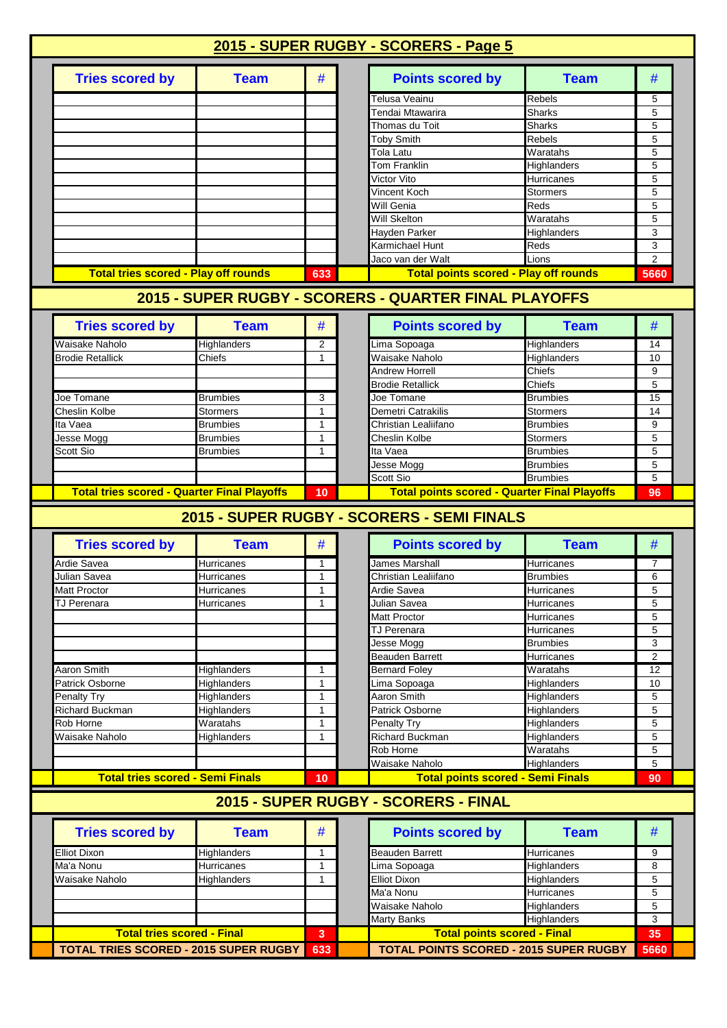# 2015 - SUPER RUGBY - SCORERS - Page 5

| Tries scored by | Team | # | | Points scored by | Team | # |
|---|---|---|---|---|---|---|
| | | | | Telusa Veainu | Rebels | 5 |
| | | | | Tendai Mtawarira | Sharks | 5 |
| | | | | Thomas du Toit | Sharks | 5 |
| | | | | Toby Smith | Rebels | 5 |
| | | | | Tola Latu | Waratahs | 5 |
| | | | | Tom Franklin | Highlanders | 5 |
| | | | | Victor Vito | Hurricanes | 5 |
| | | | | Vincent Koch | Stormers | 5 |
| | | | | Will Genia | Reds | 5 |
| | | | | Will Skelton | Waratahs | 5 |
| | | | | Hayden Parker | Highlanders | 3 |
| | | | | Karmichael Hunt | Reds | 3 |
| | | | | Jaco van der Walt | Lions | 2 |
| **Total tries scored - Play off rounds** | | **633** | | **Total points scored - Play off rounds** | | **5660** |

## 2015 - SUPER RUGBY - SCORERS - QUARTER FINAL PLAYOFFS

| Tries scored by | Team | # | | Points scored by | Team | # |
|---|---|---|---|---|---|---|
| Waisake Naholo | Highlanders | 2 | | Lima Sopoaga | Highlanders | 14 |
| Brodie Retallick | Chiefs | 1 | | Waisake Naholo | Highlanders | 10 |
| | | | | Andrew Horrell | Chiefs | 9 |
| | | | | Brodie Retallick | Chiefs | 5 |
| Joe Tomane | Brumbies | 3 | | Joe Tomane | Brumbies | 15 |
| Cheslin Kolbe | Stormers | 1 | | Demetri Catrakilis | Stormers | 14 |
| Ita Vaea | Brumbies | 1 | | Christian Lealiifano | Brumbies | 9 |
| Jesse Mogg | Brumbies | 1 | | Cheslin Kolbe | Stormers | 5 |
| Scott Sio | Brumbies | 1 | | Ita Vaea | Brumbies | 5 |
| | | | | Jesse Mogg | Brumbies | 5 |
| | | | | Scott Sio | Brumbies | 5 |
| **Total tries scored - Quarter Final Playoffs** | | **10** | | **Total points scored - Quarter Final Playoffs** | | **96** |

## 2015 - SUPER RUGBY - SCORERS - SEMI FINALS

| Tries scored by | Team | # | | Points scored by | Team | # |
|---|---|---|---|---|---|---|
| Ardie Savea | Hurricanes | 1 | | James Marshall | Hurricanes | 7 |
| Julian Savea | Hurricanes | 1 | | Christian Lealiifano | Brumbies | 6 |
| Matt Proctor | Hurricanes | 1 | | Ardie Savea | Hurricanes | 5 |
| TJ Perenara | Hurricanes | 1 | | Julian Savea | Hurricanes | 5 |
| | | | | Matt Proctor | Hurricanes | 5 |
| | | | | TJ Perenara | Hurricanes | 5 |
| | | | | Jesse Mogg | Brumbies | 3 |
| | | | | Beauden Barrett | Hurricanes | 2 |
| Aaron Smith | Highlanders | 1 | | Bernard Foley | Waratahs | 12 |
| Patrick Osborne | Highlanders | 1 | | Lima Sopoaga | Highlanders | 10 |
| Penalty Try | Highlanders | 1 | | Aaron Smith | Highlanders | 5 |
| Richard Buckman | Highlanders | 1 | | Patrick Osborne | Highlanders | 5 |
| Rob Horne | Waratahs | 1 | | Penalty Try | Highlanders | 5 |
| Waisake Naholo | Highlanders | 1 | | Richard Buckman | Highlanders | 5 |
| | | | | Rob Horne | Waratahs | 5 |
| | | | | Waisake Naholo | Highlanders | 5 |
| **Total tries scored - Semi Finals** | | **10** | | **Total points scored - Semi Finals** | | **90** |

## 2015 - SUPER RUGBY - SCORERS - FINAL

| Tries scored by | Team | # | | Points scored by | Team | # |
|---|---|---|---|---|---|---|
| Elliot Dixon | Highlanders | 1 | | Beauden Barrett | Hurricanes | 9 |
| Ma'a Nonu | Hurricanes | 1 | | Lima Sopoaga | Highlanders | 8 |
| Waisake Naholo | Highlanders | 1 | | Elliot Dixon | Highlanders | 5 |
| | | | | Ma'a Nonu | Hurricanes | 5 |
| | | | | Waisake Naholo | Highlanders | 5 |
| | | | | Marty Banks | Highlanders | 3 |
| **Total tries scored - Final** | | **3** | | **Total points scored - Final** | | **35** |
| **TOTAL TRIES SCORED - 2015 SUPER RUGBY** | | **633** | | **TOTAL POINTS SCORED - 2015 SUPER RUGBY** | | **5660** |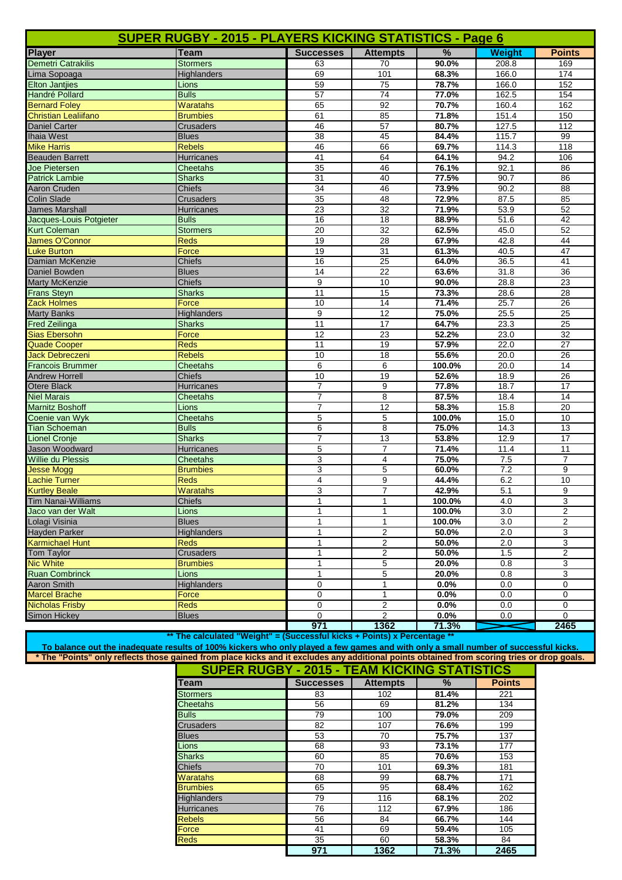# SUPER RUGBY - 2015 - PLAYERS KICKING STATISTICS - Page 6

| Player | Team | Successes | Attempts | % | Weight | Points |
|---|---|---|---|---|---|---|
| Demetri Catrakilis | Stormers | 63 | 70 | 90.0% | 208.8 | 169 |
| Lima Sopoaga | Highlanders | 69 | 101 | 68.3% | 166.0 | 174 |
| Elton Jantjies | Lions | 59 | 75 | 78.7% | 166.0 | 152 |
| Handré Pollard | Bulls | 57 | 74 | 77.0% | 162.5 | 154 |
| Bernard Foley | Waratahs | 65 | 92 | 70.7% | 160.4 | 162 |
| Christian Lealiifano | Brumbies | 61 | 85 | 71.8% | 151.4 | 150 |
| Daniel Carter | Crusaders | 46 | 57 | 80.7% | 127.5 | 112 |
| Ihaia West | Blues | 38 | 45 | 84.4% | 115.7 | 99 |
| Mike Harris | Rebels | 46 | 66 | 69.7% | 114.3 | 118 |
| Beauden Barrett | Hurricanes | 41 | 64 | 64.1% | 94.2 | 106 |
| Joe Pietersen | Cheetahs | 35 | 46 | 76.1% | 92.1 | 86 |
| Patrick Lambie | Sharks | 31 | 40 | 77.5% | 90.7 | 86 |
| Aaron Cruden | Chiefs | 34 | 46 | 73.9% | 90.2 | 88 |
| Colin Slade | Crusaders | 35 | 48 | 72.9% | 87.5 | 85 |
| James Marshall | Hurricanes | 23 | 32 | 71.9% | 53.9 | 52 |
| Jacques-Louis Potgieter | Bulls | 16 | 18 | 88.9% | 51.6 | 42 |
| Kurt Coleman | Stormers | 20 | 32 | 62.5% | 45.0 | 52 |
| James O'Connor | Reds | 19 | 28 | 67.9% | 42.8 | 44 |
| Luke Burton | Force | 19 | 31 | 61.3% | 40.5 | 47 |
| Damian McKenzie | Chiefs | 16 | 25 | 64.0% | 36.5 | 41 |
| Daniel Bowden | Blues | 14 | 22 | 63.6% | 31.8 | 36 |
| Marty McKenzie | Chiefs | 9 | 10 | 90.0% | 28.8 | 23 |
| Frans Steyn | Sharks | 11 | 15 | 73.3% | 28.6 | 28 |
| Zack Holmes | Force | 10 | 14 | 71.4% | 25.7 | 26 |
| Marty Banks | Highlanders | 9 | 12 | 75.0% | 25.5 | 25 |
| Fred Zeilinga | Sharks | 11 | 17 | 64.7% | 23.3 | 25 |
| Sias Ebersohn | Force | 12 | 23 | 52.2% | 23.0 | 32 |
| Quade Cooper | Reds | 11 | 19 | 57.9% | 22.0 | 27 |
| Jack Debreczeni | Rebels | 10 | 18 | 55.6% | 20.0 | 26 |
| Francois Brummer | Cheetahs | 6 | 6 | 100.0% | 20.0 | 14 |
| Andrew Horrell | Chiefs | 10 | 19 | 52.6% | 18.9 | 26 |
| Otere Black | Hurricanes | 7 | 9 | 77.8% | 18.7 | 17 |
| Niel Marais | Cheetahs | 7 | 8 | 87.5% | 18.4 | 14 |
| Marnitz Boshoff | Lions | 7 | 12 | 58.3% | 15.8 | 20 |
| Coenie van Wyk | Cheetahs | 5 | 5 | 100.0% | 15.0 | 10 |
| Tian Schoeman | Bulls | 6 | 8 | 75.0% | 14.3 | 13 |
| Lionel Cronje | Sharks | 7 | 13 | 53.8% | 12.9 | 17 |
| Jason Woodward | Hurricanes | 5 | 7 | 71.4% | 11.4 | 11 |
| Willie du Plessis | Cheetahs | 3 | 4 | 75.0% | 7.5 | 7 |
| Jesse Mogg | Brumbies | 3 | 5 | 60.0% | 7.2 | 9 |
| Lachie Turner | Reds | 4 | 9 | 44.4% | 6.2 | 10 |
| Kurtley Beale | Waratahs | 3 | 7 | 42.9% | 5.1 | 9 |
| Tim Nanai-Williams | Chiefs | 1 | 1 | 100.0% | 4.0 | 3 |
| Jaco van der Walt | Lions | 1 | 1 | 100.0% | 3.0 | 2 |
| Lolagi Visinia | Blues | 1 | 1 | 100.0% | 3.0 | 2 |
| Hayden Parker | Highlanders | 1 | 2 | 50.0% | 2.0 | 3 |
| Karmichael Hunt | Reds | 1 | 2 | 50.0% | 2.0 | 3 |
| Tom Taylor | Crusaders | 1 | 2 | 50.0% | 1.5 | 2 |
| Nic White | Brumbies | 1 | 5 | 20.0% | 0.8 | 3 |
| Ruan Combrinck | Lions | 1 | 5 | 20.0% | 0.8 | 3 |
| Aaron Smith | Highlanders | 0 | 1 | 0.0% | 0.0 | 0 |
| Marcel Brache | Force | 0 | 1 | 0.0% | 0.0 | 0 |
| Nicholas Frisby | Reds | 0 | 2 | 0.0% | 0.0 | 0 |
| Simon Hickey | Blues | 0 | 2 | 0.0% | 0.0 | 0 |
| | | 971 | 1362 | 71.3% | | 2465 |

**** The calculated "Weight" = (Successful kicks + Points) x Percentage ****

**To balance out the inadequate results of 100% kickers who only played a few games and with only a small number of successful kicks.**

*** The "Points" only reflects those gained from place kicks and it excludes any additional points obtained from scoring tries or drop goals.**

## SUPER RUGBY - 2015 - TEAM KICKING STATISTICS

| Team | Successes | Attempts | % | Points |
|---|---|---|---|---|
| Stormers | 83 | 102 | 81.4% | 221 |
| Cheetahs | 56 | 69 | 81.2% | 134 |
| Bulls | 79 | 100 | 79.0% | 209 |
| Crusaders | 82 | 107 | 76.6% | 199 |
| Blues | 53 | 70 | 75.7% | 137 |
| Lions | 68 | 93 | 73.1% | 177 |
| Sharks | 60 | 85 | 70.6% | 153 |
| Chiefs | 70 | 101 | 69.3% | 181 |
| Waratahs | 68 | 99 | 68.7% | 171 |
| Brumbies | 65 | 95 | 68.4% | 162 |
| Highlanders | 79 | 116 | 68.1% | 202 |
| Hurricanes | 76 | 112 | 67.9% | 186 |
| Rebels | 56 | 84 | 66.7% | 144 |
| Force | 41 | 69 | 59.4% | 105 |
| Reds | 35 | 60 | 58.3% | 84 |
| | 971 | 1362 | 71.3% | 2465 |